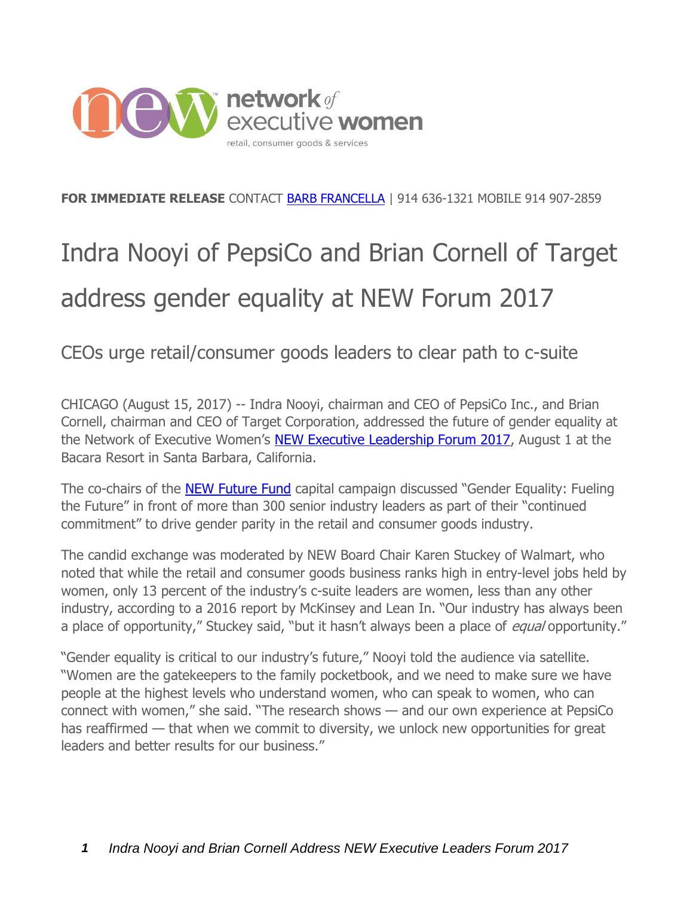**FOR IMMEDIATE RELEASE** CONTACT [BARB FRANCELLA](#) | 914 636-1321 MOBILE 914 907-2859

# Indra Nooyi of PepsiCo and Brian Cornell of Target address gender equality at NEW Forum 2017

## CEOs urge retail/consumer goods leaders to clear path to c-suite

CHICAGO (August 15, 2017) -- Indra Nooyi, chairman and CEO of PepsiCo Inc., and Brian Cornell, chairman and CEO of Target Corporation, addressed the future of gender equality at the Network of Executive Women's [NEW Executive Leadership Forum 2017](#), August 1 at the Bacara Resort in Santa Barbara, California.

The co-chairs of the [NEW Future Fund](#) capital campaign discussed "Gender Equality: Fueling the Future" in front of more than 300 senior industry leaders as part of their "continued commitment" to drive gender parity in the retail and consumer goods industry.

The candid exchange was moderated by NEW Board Chair Karen Stuckey of Walmart, who noted that while the retail and consumer goods business ranks high in entry-level jobs held by women, only 13 percent of the industry's c-suite leaders are women, less than any other industry, according to a 2016 report by McKinsey and Lean In. "Our industry has always been a place of opportunity," Stuckey said, "but it hasn't always been a place of *equal* opportunity."

"Gender equality is critical to our industry's future," Nooyi told the audience via satellite. "Women are the gatekeepers to the family pocketbook, and we need to make sure we have people at the highest levels who understand women, who can speak to women, who can connect with women," she said. "The research shows — and our own experience at PepsiCo has reaffirmed — that when we commit to diversity, we unlock new opportunities for great leaders and better results for our business."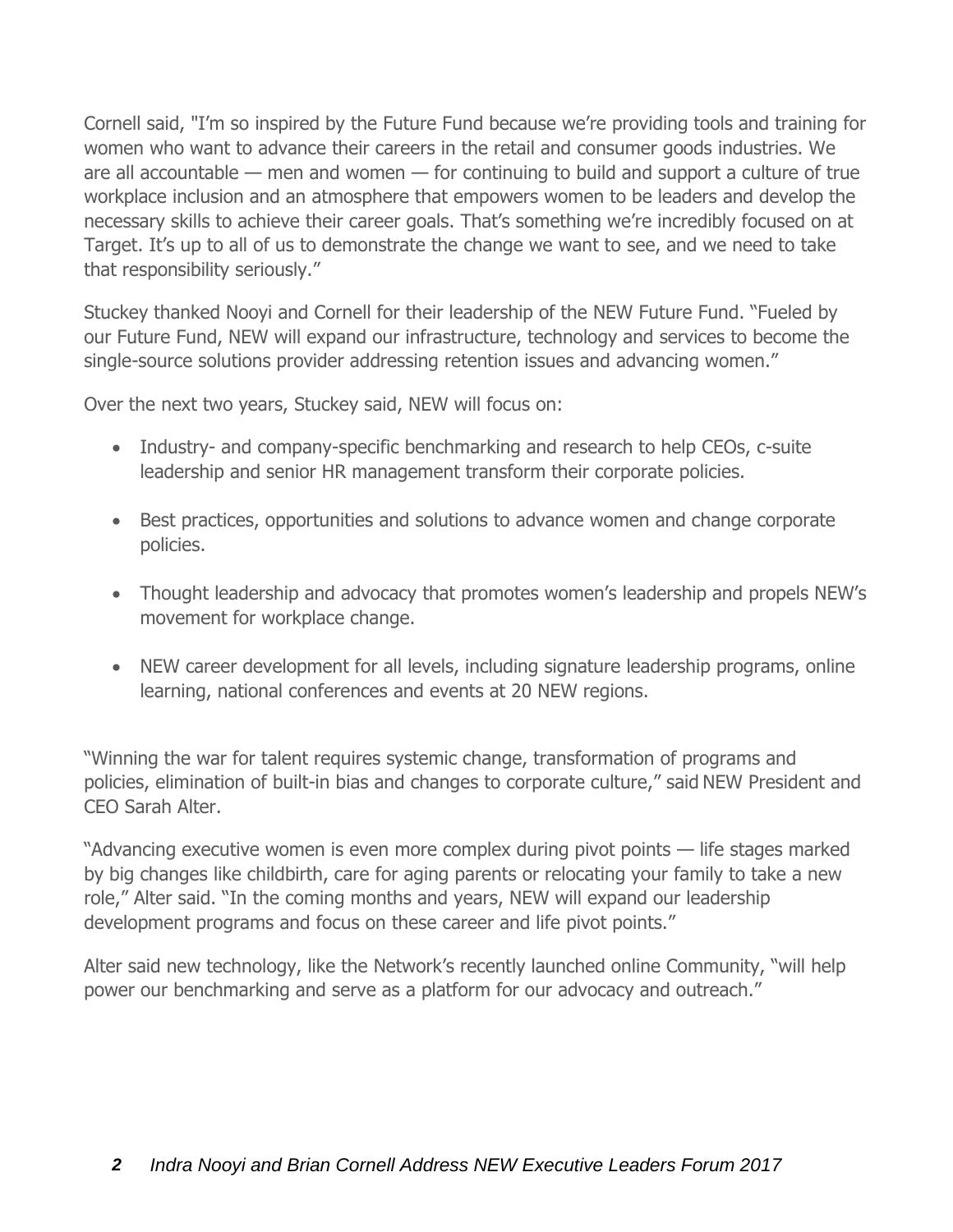Cornell said, "I'm so inspired by the Future Fund because we're providing tools and training for women who want to advance their careers in the retail and consumer goods industries. We are all accountable — men and women — for continuing to build and support a culture of true workplace inclusion and an atmosphere that empowers women to be leaders and develop the necessary skills to achieve their career goals. That's something we're incredibly focused on at Target. It's up to all of us to demonstrate the change we want to see, and we need to take that responsibility seriously."

Stuckey thanked Nooyi and Cornell for their leadership of the NEW Future Fund. "Fueled by our Future Fund, NEW will expand our infrastructure, technology and services to become the single-source solutions provider addressing retention issues and advancing women."

Over the next two years, Stuckey said, NEW will focus on:

- Industry- and company-specific benchmarking and research to help CEOs, c-suite leadership and senior HR management transform their corporate policies.
- Best practices, opportunities and solutions to advance women and change corporate policies.
- Thought leadership and advocacy that promotes women's leadership and propels NEW's movement for workplace change.
- NEW career development for all levels, including signature leadership programs, online learning, national conferences and events at 20 NEW regions.

"Winning the war for talent requires systemic change, transformation of programs and policies, elimination of built-in bias and changes to corporate culture," said NEW President and CEO Sarah Alter.

"Advancing executive women is even more complex during pivot points — life stages marked by big changes like childbirth, care for aging parents or relocating your family to take a new role," Alter said. "In the coming months and years, NEW will expand our leadership development programs and focus on these career and life pivot points."

Alter said new technology, like the Network's recently launched online Community, "will help power our benchmarking and serve as a platform for our advocacy and outreach."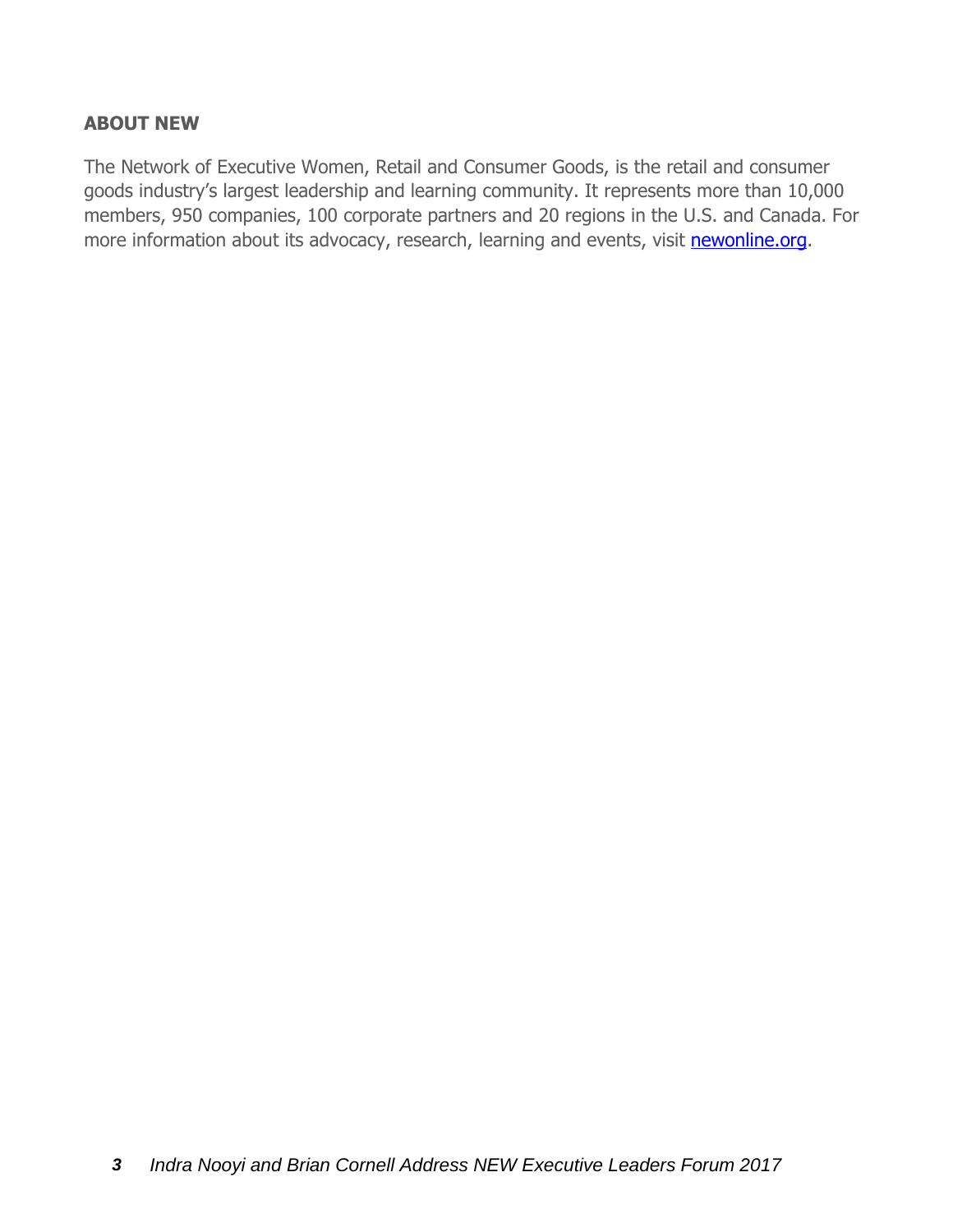**ABOUT NEW**

The Network of Executive Women, Retail and Consumer Goods, is the retail and consumer goods industry's largest leadership and learning community. It represents more than 10,000 members, 950 companies, 100 corporate partners and 20 regions in the U.S. and Canada. For more information about its advocacy, research, learning and events, visit newonline.org.